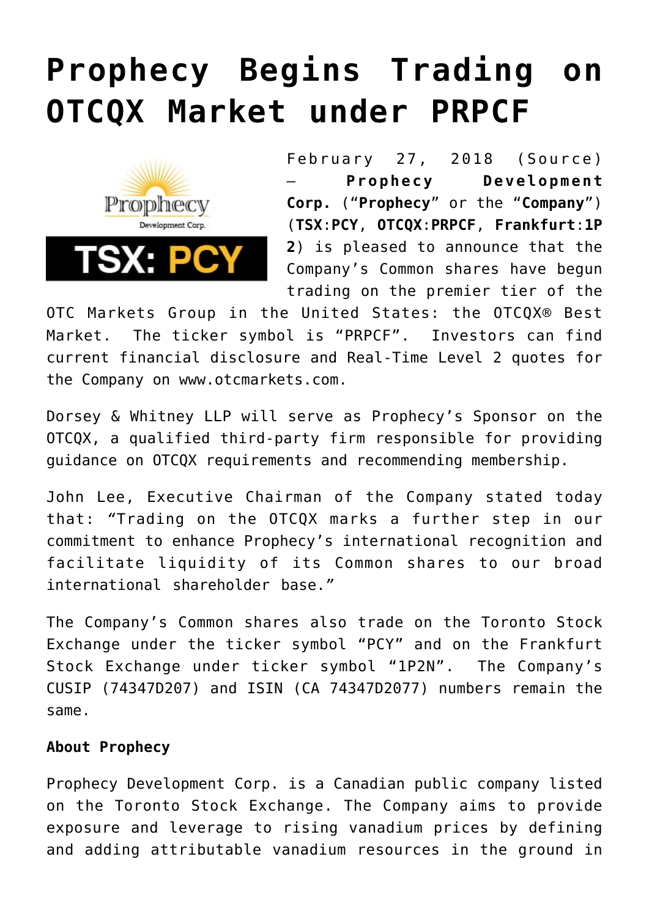# Prophecy Begins Trading on OTCQX Market under PRPCF

February 27, 2018 (Source) – **Prophecy Development Corp.** ("**Prophecy**" or the "**Company**") (**TSX**:**PCY**, **OTCQX**:**PRPCF**, **Frankfurt**:**1P2**) is pleased to announce that the Company's Common shares have begun trading on the premier tier of the OTC Markets Group in the United States: the OTCQX® Best Market. The ticker symbol is "PRPCF". Investors can find current financial disclosure and Real-Time Level 2 quotes for the Company on www.otcmarkets.com.

Dorsey & Whitney LLP will serve as Prophecy's Sponsor on the OTCQX, a qualified third-party firm responsible for providing guidance on OTCQX requirements and recommending membership.

John Lee, Executive Chairman of the Company stated today that: "Trading on the OTCQX marks a further step in our commitment to enhance Prophecy's international recognition and facilitate liquidity of its Common shares to our broad international shareholder base."

The Company's Common shares also trade on the Toronto Stock Exchange under the ticker symbol "PCY" and on the Frankfurt Stock Exchange under ticker symbol "1P2N". The Company's CUSIP (74347D207) and ISIN (CA 74347D2077) numbers remain the same.

**About Prophecy**

Prophecy Development Corp. is a Canadian public company listed on the Toronto Stock Exchange. The Company aims to provide exposure and leverage to rising vanadium prices by defining and adding attributable vanadium resources in the ground in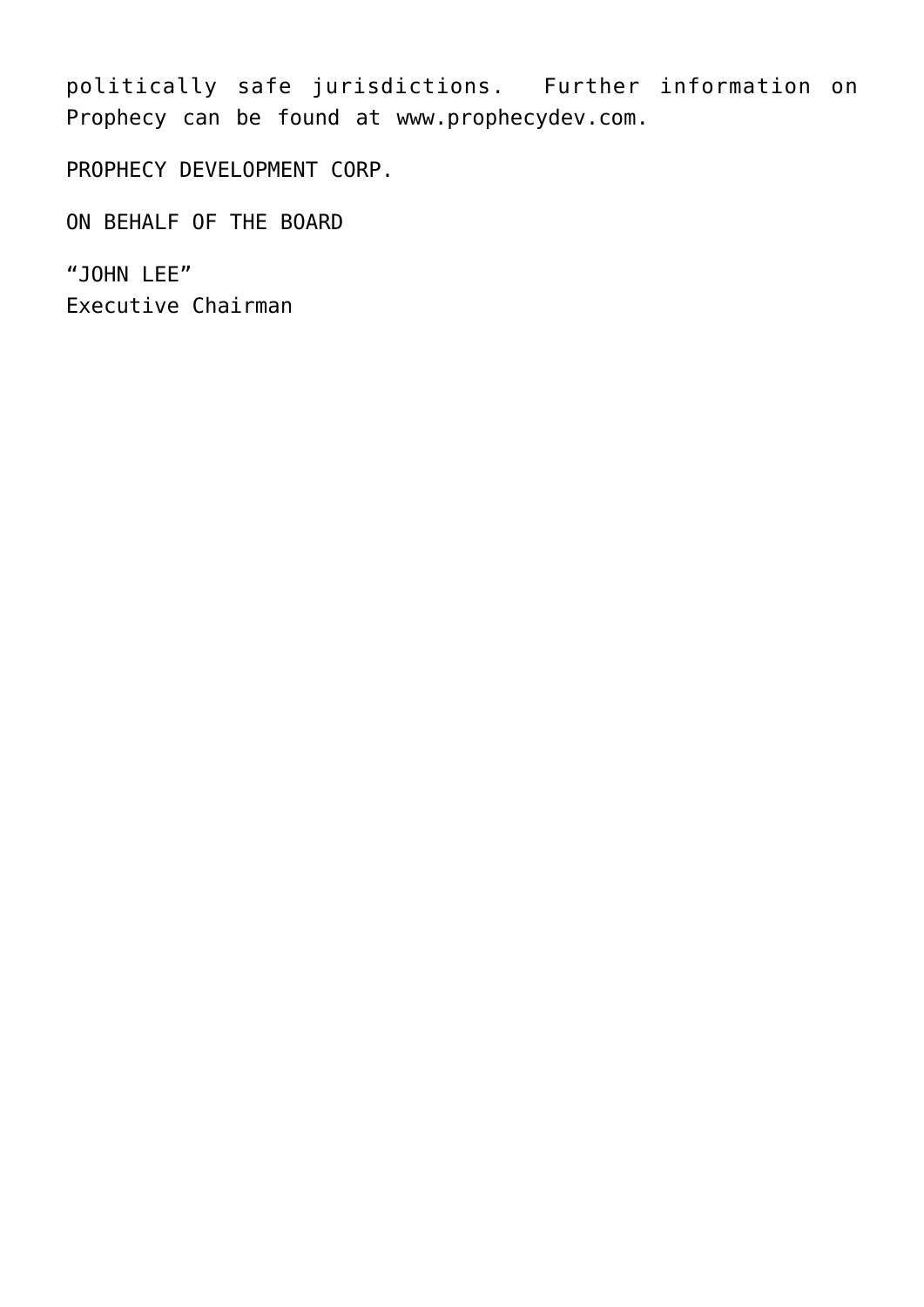politically safe jurisdictions. Further information on Prophecy can be found at www.prophecydev.com.

PROPHECY DEVELOPMENT CORP.

ON BEHALF OF THE BOARD

"JOHN LEE"
Executive Chairman